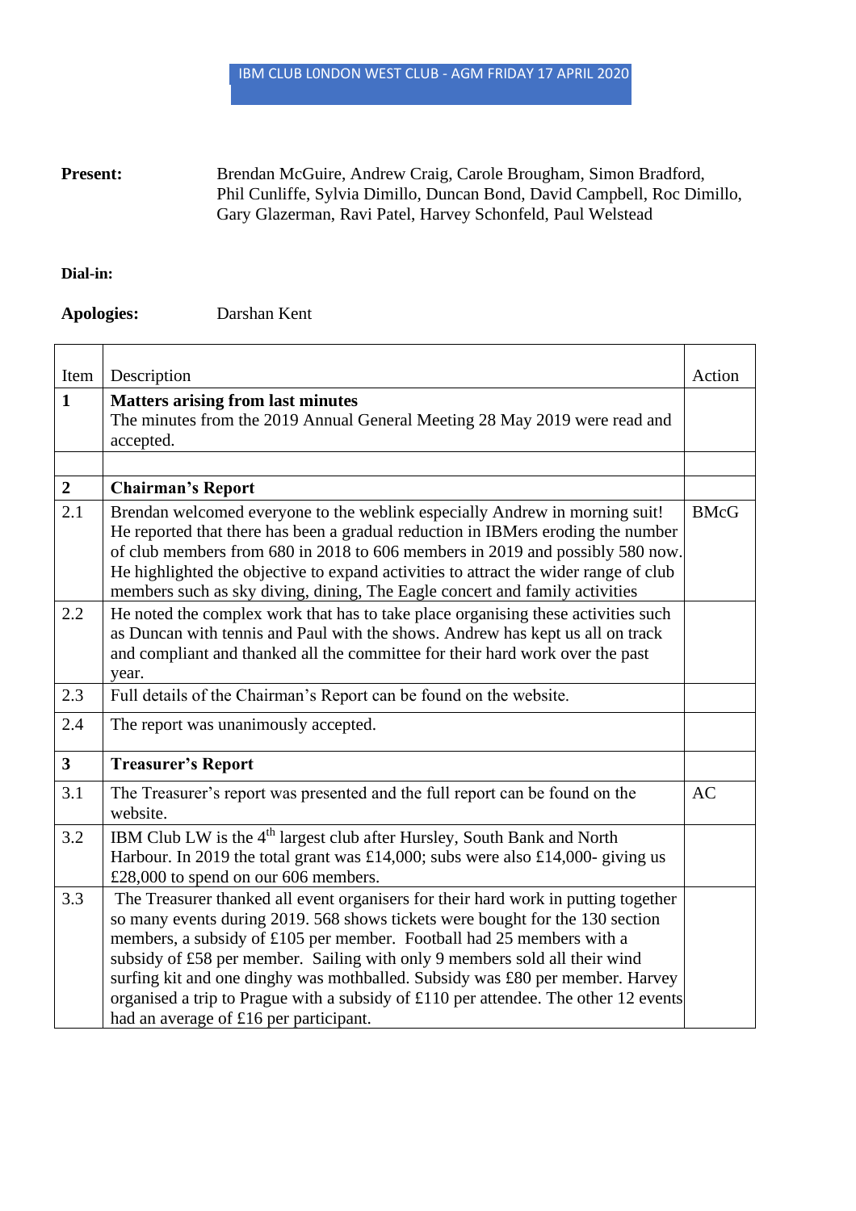# IBM CLUB LONDON WEST CLUB - AGM FRIDAY 17 APRIL 2020

**Present:** Brendan McGuire, Andrew Craig, Carole Brougham, Simon Bradford, Phil Cunliffe, Sylvia Dimillo, Duncan Bond, David Campbell, Roc Dimillo, Gary Glazerman, Ravi Patel, Harvey Schonfeld, Paul Welstead

**Dial-in:**

**Apologies:** Darshan Kent

| Item | Description | Action |
|---|---|---|
| **1** | **Matters arising from last minutes**<br>The minutes from the 2019 Annual General Meeting 28 May 2019 were read and accepted. | |
| | | |
| **2** | **Chairman's Report** | |
| 2.1 | Brendan welcomed everyone to the weblink especially Andrew in morning suit! He reported that there has been a gradual reduction in IBMers eroding the number of club members from 680 in 2018 to 606 members in 2019 and possibly 580 now. He highlighted the objective to expand activities to attract the wider range of club members such as sky diving, dining, The Eagle concert and family activities | BMcG |
| 2.2 | He noted the complex work that has to take place organising these activities such as Duncan with tennis and Paul with the shows. Andrew has kept us all on track and compliant and thanked all the committee for their hard work over the past year. | |
| 2.3 | Full details of the Chairman's Report can be found on the website. | |
| 2.4 | The report was unanimously accepted. | |
| **3** | **Treasurer's Report** | |
| 3.1 | The Treasurer's report was presented and the full report can be found on the website. | AC |
| 3.2 | IBM Club LW is the 4th largest club after Hursley, South Bank and North Harbour. In 2019 the total grant was £14,000; subs were also £14,000- giving us £28,000 to spend on our 606 members. | |
| 3.3 | The Treasurer thanked all event organisers for their hard work in putting together so many events during 2019. 568 shows tickets were bought for the 130 section members, a subsidy of £105 per member. Football had 25 members with a subsidy of £58 per member. Sailing with only 9 members sold all their wind surfing kit and one dinghy was mothballed. Subsidy was £80 per member. Harvey organised a trip to Prague with a subsidy of £110 per attendee. The other 12 events had an average of £16 per participant. | |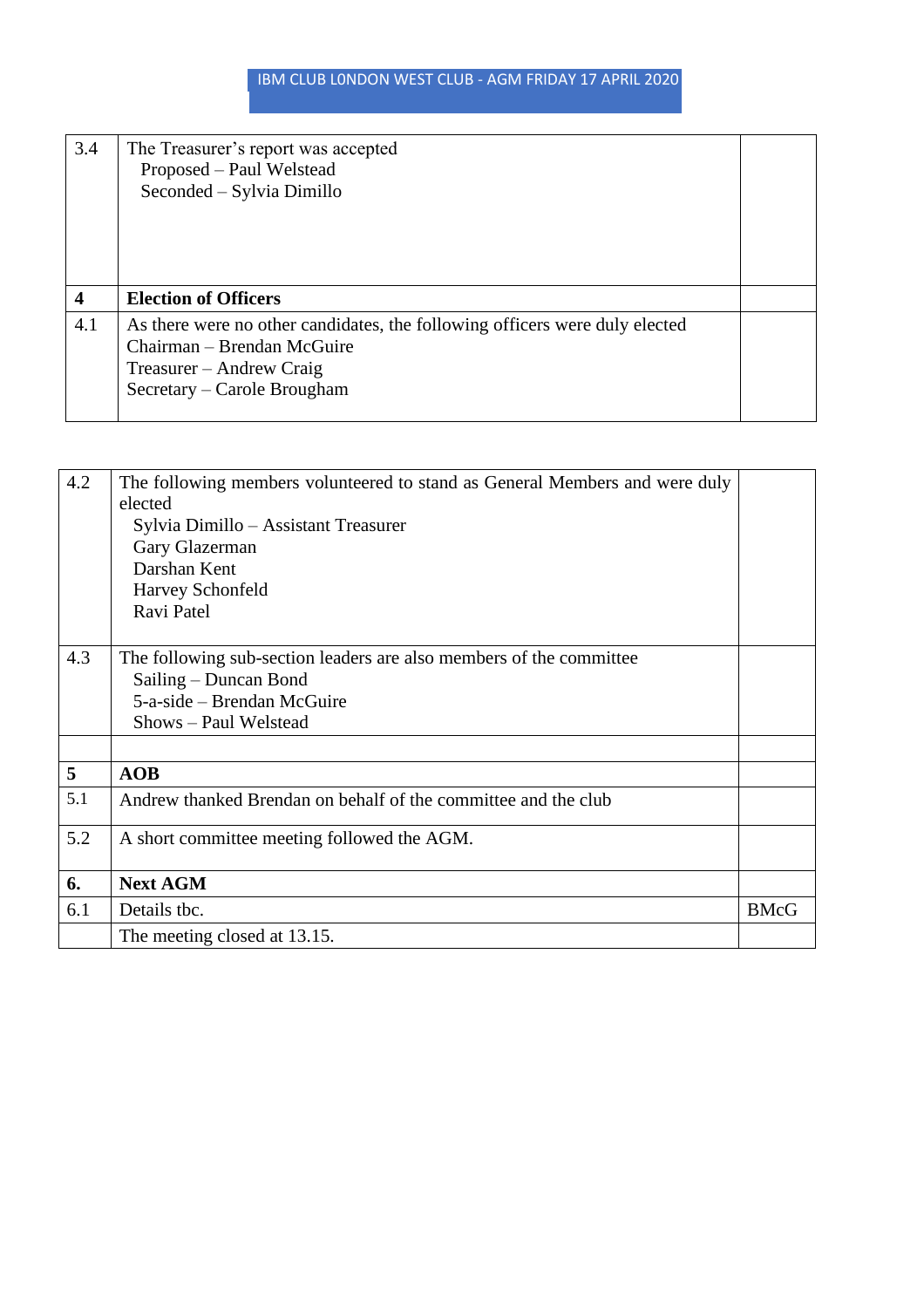IBM CLUB LONDON WEST CLUB - AGM FRIDAY 17 APRIL 2020

| | | |
|---|---|---|
| 3.4 | The Treasurer's report was accepted<br>Proposed – Paul Welstead<br>Seconded – Sylvia Dimillo | |
| **4** | **Election of Officers** | |
| 4.1 | As there were no other candidates, the following officers were duly elected<br>Chairman – Brendan McGuire<br>Treasurer – Andrew Craig<br>Secretary – Carole Brougham | |

| | | |
|---|---|---|
| 4.2 | The following members volunteered to stand as General Members and were duly elected<br>Sylvia Dimillo – Assistant Treasurer<br>Gary Glazerman<br>Darshan Kent<br>Harvey Schonfeld<br>Ravi Patel | |
| 4.3 | The following sub-section leaders are also members of the committee<br>Sailing – Duncan Bond<br>5-a-side – Brendan McGuire<br>Shows – Paul Welstead | |
| | | |
| **5** | **AOB** | |
| 5.1 | Andrew thanked Brendan on behalf of the committee and the club | |
| 5.2 | A short committee meeting followed the AGM. | |
| **6.** | **Next AGM** | |
| 6.1 | Details tbc. | BMcG |
| | The meeting closed at 13.15. | |